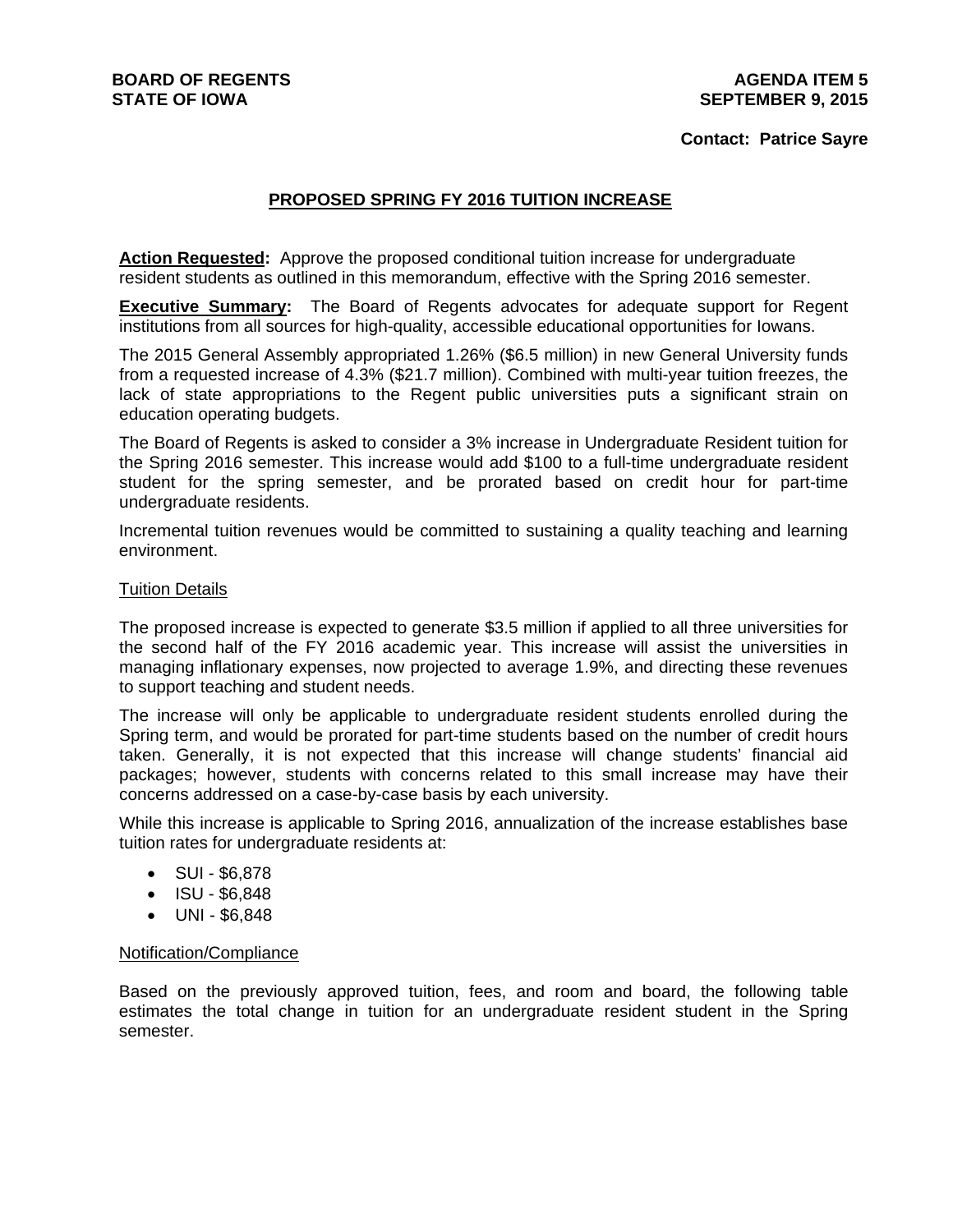**BOARD OF REGENTS**
**STATE OF IOWA**

**AGENDA ITEM 5**
**SEPTEMBER 9, 2015**

**Contact: Patrice Sayre**

## PROPOSED SPRING FY 2016 TUITION INCREASE

**Action Requested:** Approve the proposed conditional tuition increase for undergraduate resident students as outlined in this memorandum, effective with the Spring 2016 semester.

**Executive Summary:** The Board of Regents advocates for adequate support for Regent institutions from all sources for high-quality, accessible educational opportunities for Iowans.

The 2015 General Assembly appropriated 1.26% ($6.5 million) in new General University funds from a requested increase of 4.3% ($21.7 million). Combined with multi-year tuition freezes, the lack of state appropriations to the Regent public universities puts a significant strain on education operating budgets.

The Board of Regents is asked to consider a 3% increase in Undergraduate Resident tuition for the Spring 2016 semester. This increase would add $100 to a full-time undergraduate resident student for the spring semester, and be prorated based on credit hour for part-time undergraduate residents.

Incremental tuition revenues would be committed to sustaining a quality teaching and learning environment.

### Tuition Details

The proposed increase is expected to generate $3.5 million if applied to all three universities for the second half of the FY 2016 academic year. This increase will assist the universities in managing inflationary expenses, now projected to average 1.9%, and directing these revenues to support teaching and student needs.

The increase will only be applicable to undergraduate resident students enrolled during the Spring term, and would be prorated for part-time students based on the number of credit hours taken. Generally, it is not expected that this increase will change students' financial aid packages; however, students with concerns related to this small increase may have their concerns addressed on a case-by-case basis by each university.

While this increase is applicable to Spring 2016, annualization of the increase establishes base tuition rates for undergraduate residents at:

- SUI - $6,878
- ISU - $6,848
- UNI - $6,848

### Notification/Compliance

Based on the previously approved tuition, fees, and room and board, the following table estimates the total change in tuition for an undergraduate resident student in the Spring semester.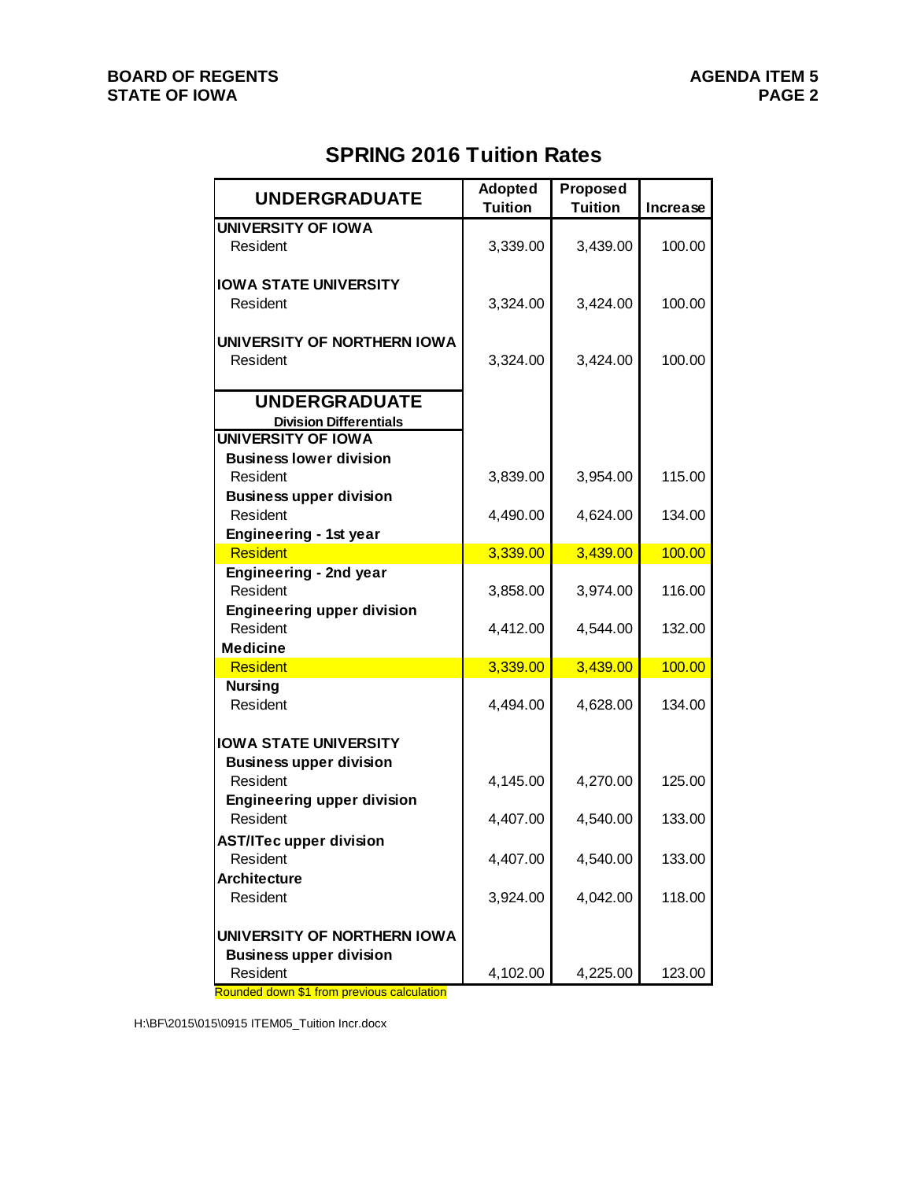## SPRING 2016 Tuition Rates

| UNDERGRADUATE | Adopted Tuition | Proposed Tuition | Increase |
|---|---|---|---|
| **UNIVERSITY OF IOWA** | | | |
| Resident | 3,339.00 | 3,439.00 | 100.00 |
| **IOWA STATE UNIVERSITY** | | | |
| Resident | 3,324.00 | 3,424.00 | 100.00 |
| **UNIVERSITY OF NORTHERN IOWA** | | | |
| Resident | 3,324.00 | 3,424.00 | 100.00 |
| **UNDERGRADUATE** Division Differentials | | | |
| **UNIVERSITY OF IOWA** | | | |
| **Business lower division** | | | |
| Resident | 3,839.00 | 3,954.00 | 115.00 |
| **Business upper division** | | | |
| Resident | 4,490.00 | 4,624.00 | 134.00 |
| **Engineering - 1st year** | | | |
| Resident | 3,339.00 | 3,439.00 | 100.00 |
| **Engineering - 2nd year** | | | |
| Resident | 3,858.00 | 3,974.00 | 116.00 |
| **Engineering upper division** | | | |
| Resident | 4,412.00 | 4,544.00 | 132.00 |
| **Medicine** | | | |
| Resident | 3,339.00 | 3,439.00 | 100.00 |
| **Nursing** | | | |
| Resident | 4,494.00 | 4,628.00 | 134.00 |
| **IOWA STATE UNIVERSITY** | | | |
| **Business upper division** | | | |
| Resident | 4,145.00 | 4,270.00 | 125.00 |
| **Engineering upper division** | | | |
| Resident | 4,407.00 | 4,540.00 | 133.00 |
| **AST/ITec upper division** | | | |
| Resident | 4,407.00 | 4,540.00 | 133.00 |
| **Architecture** | | | |
| Resident | 3,924.00 | 4,042.00 | 118.00 |
| **UNIVERSITY OF NORTHERN IOWA** | | | |
| **Business upper division** | | | |
| Resident | 4,102.00 | 4,225.00 | 123.00 |

Rounded down $1 from previous calculation

H:\BF\2015\015\0915 ITEM05_Tuition Incr.docx